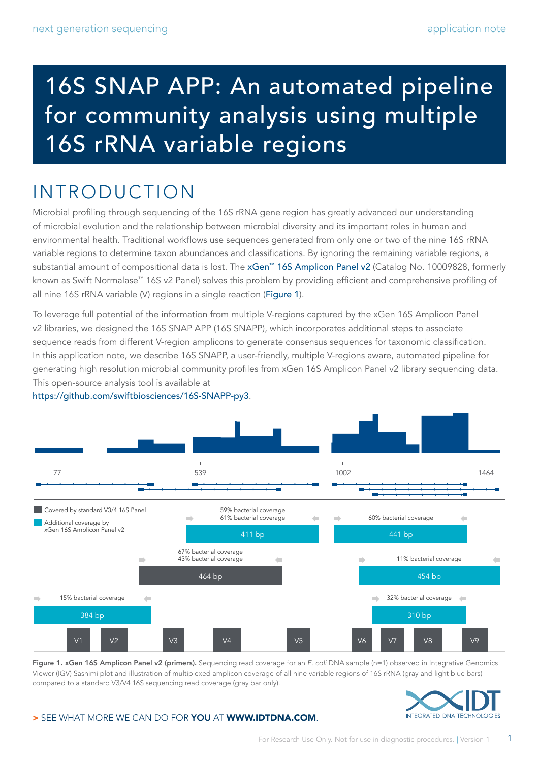# 16S SNAP APP: An automated pipeline for community analysis using multiple 16S rRNA variable regions

## INTRODUCTION

Microbial profiling through sequencing of the 16S rRNA gene region has greatly advanced our understanding of microbial evolution and the relationship between microbial diversity and its important roles in human and environmental health. Traditional workflows use sequences generated from only one or two of the nine 16S rRNA variable regions to determine taxon abundances and classifications. By ignoring the remaining variable regions, a substantial amount of compositional data is lost. The xGen™ 16S Amplicon Panel v2 (Catalog No. 10009828, formerly known as Swift Normalase™ 16S v2 Panel) solves this problem by providing efficient and comprehensive profiling of all nine 16S rRNA variable (V) regions in a single reaction (Figure 1).

To leverage full potential of the information from multiple V-regions captured by the xGen 16S Amplicon Panel v2 libraries, we designed the 16S SNAP APP (16S SNAPP), which incorporates additional steps to associate sequence reads from different V-region amplicons to generate consensus sequences for taxonomic classification. In this application note, we describe 16S SNAPP, a user-friendly, multiple V-regions aware, automated pipeline for generating high resolution microbial community profiles from xGen 16S Amplicon Panel v2 library sequencing data. This open-source analysis tool is available at https://github.com/swiftbiosciences/16S-SNAPP-py3.

**Figure 1. xGen 16S Amplicon Panel v2 (primers).** Sequencing read coverage for an *E. coli* DNA sample (n=1) observed in Integrative Genomics Viewer (IGV) Sashimi plot and illustration of multiplexed amplicon coverage of all nine variable regions of 16S rRNA (gray and light blue bars) compared to a standard V3/V4 16S sequencing read coverage (gray bar only).

**> SEE WHAT MORE WE CAN DO FOR YOU AT WWW.IDTDNA.COM.**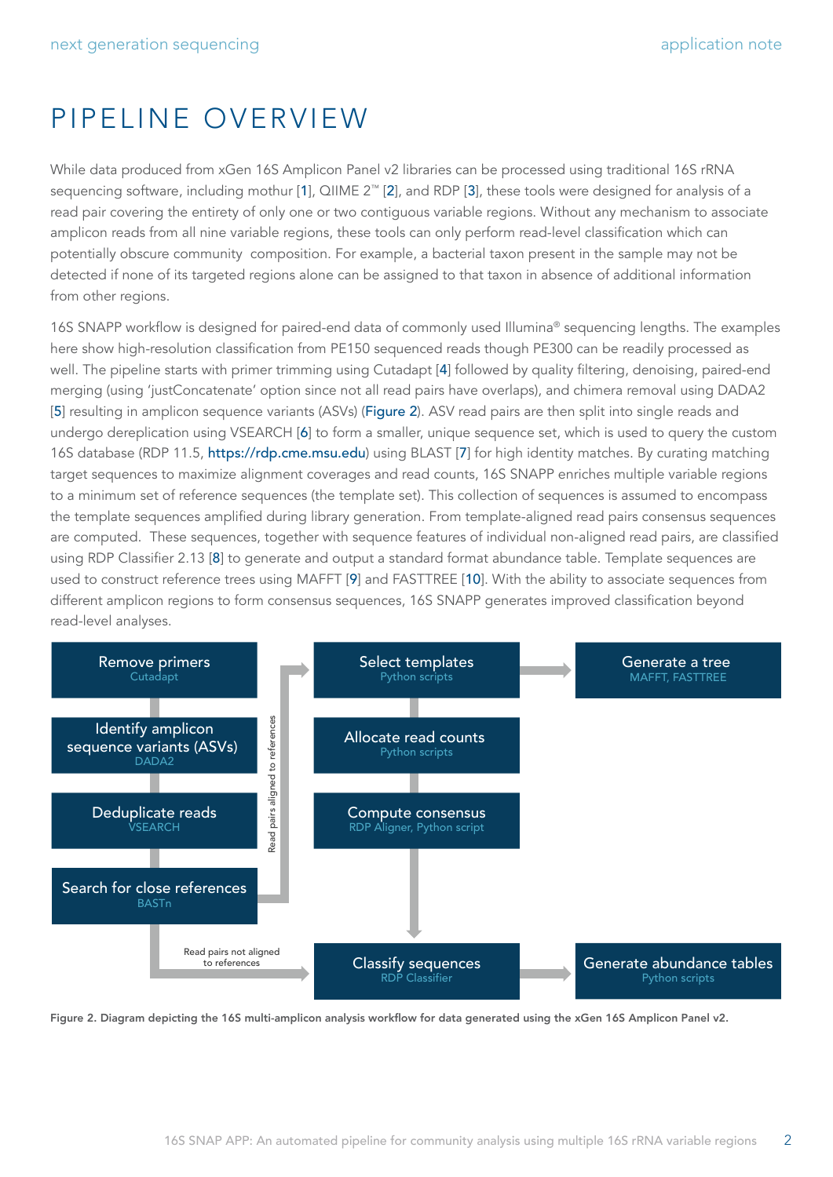# PIPELINE OVERVIEW

While data produced from xGen 16S Amplicon Panel v2 libraries can be processed using traditional 16S rRNA sequencing software, including mothur [1], QIIME 2™ [2], and RDP [3], these tools were designed for analysis of a read pair covering the entirety of only one or two contiguous variable regions. Without any mechanism to associate amplicon reads from all nine variable regions, these tools can only perform read-level classification which can potentially obscure community composition. For example, a bacterial taxon present in the sample may not be detected if none of its targeted regions alone can be assigned to that taxon in absence of additional information from other regions.

16S SNAPP workflow is designed for paired-end data of commonly used Illumina® sequencing lengths. The examples here show high-resolution classification from PE150 sequenced reads though PE300 can be readily processed as well. The pipeline starts with primer trimming using Cutadapt [4] followed by quality filtering, denoising, paired-end merging (using 'justConcatenate' option since not all read pairs have overlaps), and chimera removal using DADA2 [5] resulting in amplicon sequence variants (ASVs) (Figure 2). ASV read pairs are then split into single reads and undergo dereplication using VSEARCH [6] to form a smaller, unique sequence set, which is used to query the custom 16S database (RDP 11.5, https://rdp.cme.msu.edu) using BLAST [7] for high identity matches. By curating matching target sequences to maximize alignment coverages and read counts, 16S SNAPP enriches multiple variable regions to a minimum set of reference sequences (the template set). This collection of sequences is assumed to encompass the template sequences amplified during library generation. From template-aligned read pairs consensus sequences are computed. These sequences, together with sequence features of individual non-aligned read pairs, are classified using RDP Classifier 2.13 [8] to generate and output a standard format abundance table. Template sequences are used to construct reference trees using MAFFT [9] and FASTTREE [10]. With the ability to associate sequences from different amplicon regions to form consensus sequences, 16S SNAPP generates improved classification beyond read-level analyses.

Remove primers
Cutadapt

Identify amplicon sequence variants (ASVs)
DADA2

Deduplicate reads
VSEARCH

Search for close references
BASTn

Read pairs aligned to references

Read pairs not aligned to references

Select templates
Python scripts

Allocate read counts
Python scripts

Compute consensus
RDP Aligner, Python script

Classify sequences
RDP Classifier

Generate a tree
MAFFT, FASTTREE

Generate abundance tables
Python scripts

**Figure 2. Diagram depicting the 16S multi-amplicon analysis workflow for data generated using the xGen 16S Amplicon Panel v2.**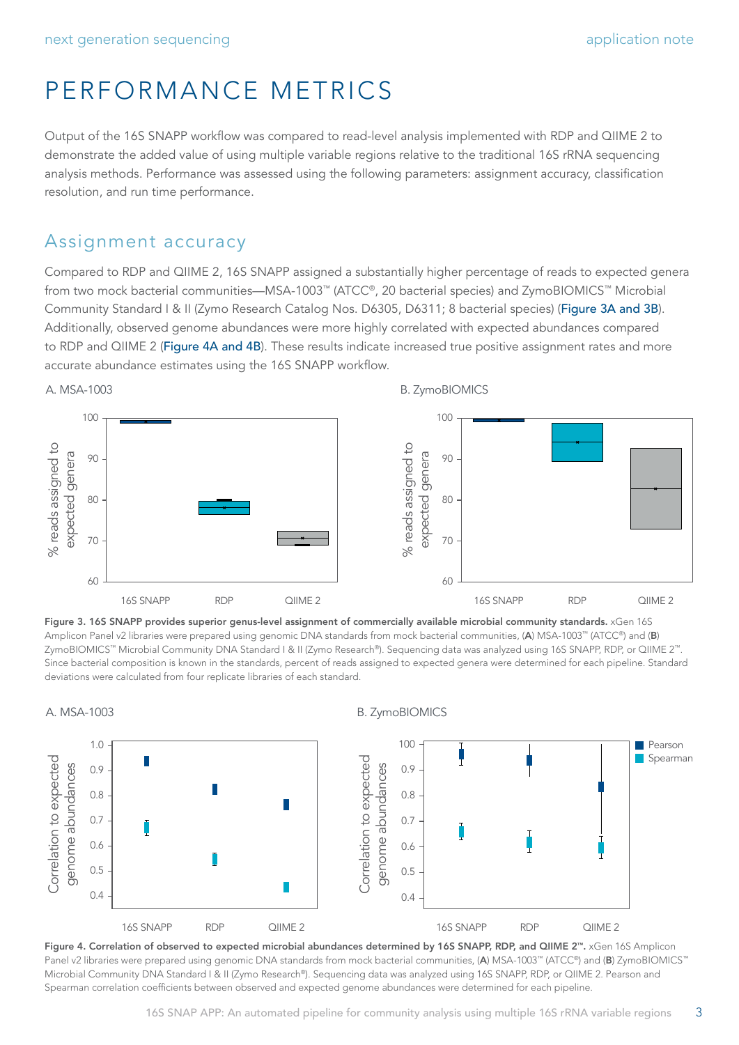# PERFORMANCE METRICS

Output of the 16S SNAPP workflow was compared to read-level analysis implemented with RDP and QIIME 2 to demonstrate the added value of using multiple variable regions relative to the traditional 16S rRNA sequencing analysis methods. Performance was assessed using the following parameters: assignment accuracy, classification resolution, and run time performance.

## Assignment accuracy

Compared to RDP and QIIME 2, 16S SNAPP assigned a substantially higher percentage of reads to expected genera from two mock bacterial communities—MSA-1003™ (ATCC®, 20 bacterial species) and ZymoBIOMICS™ Microbial Community Standard I & II (Zymo Research Catalog Nos. D6305, D6311; 8 bacterial species) (Figure 3A and 3B). Additionally, observed genome abundances were more highly correlated with expected abundances compared to RDP and QIIME 2 (Figure 4A and 4B). These results indicate increased true positive assignment rates and more accurate abundance estimates using the 16S SNAPP workflow.

A. MSA-1003

B. ZymoBIOMICS

**Figure 3. 16S SNAPP provides superior genus-level assignment of commercially available microbial community standards.** xGen 16S Amplicon Panel v2 libraries were prepared using genomic DNA standards from mock bacterial communities, (**A**) MSA-1003™ (ATCC®) and (**B**) ZymoBIOMICS™ Microbial Community DNA Standard I & II (Zymo Research®). Sequencing data was analyzed using 16S SNAPP, RDP, or QIIME 2™. Since bacterial composition is known in the standards, percent of reads assigned to expected genera were determined for each pipeline. Standard deviations were calculated from four replicate libraries of each standard.

A. MSA-1003

B. ZymoBIOMICS

**Figure 4. Correlation of observed to expected microbial abundances determined by 16S SNAPP, RDP, and QIIME 2™.** xGen 16S Amplicon Panel v2 libraries were prepared using genomic DNA standards from mock bacterial communities, (**A**) MSA-1003™ (ATCC®) and (**B**) ZymoBIOMICS™ Microbial Community DNA Standard I & II (Zymo Research®). Sequencing data was analyzed using 16S SNAPP, RDP, or QIIME 2. Pearson and Spearman correlation coefficients between observed and expected genome abundances were determined for each pipeline.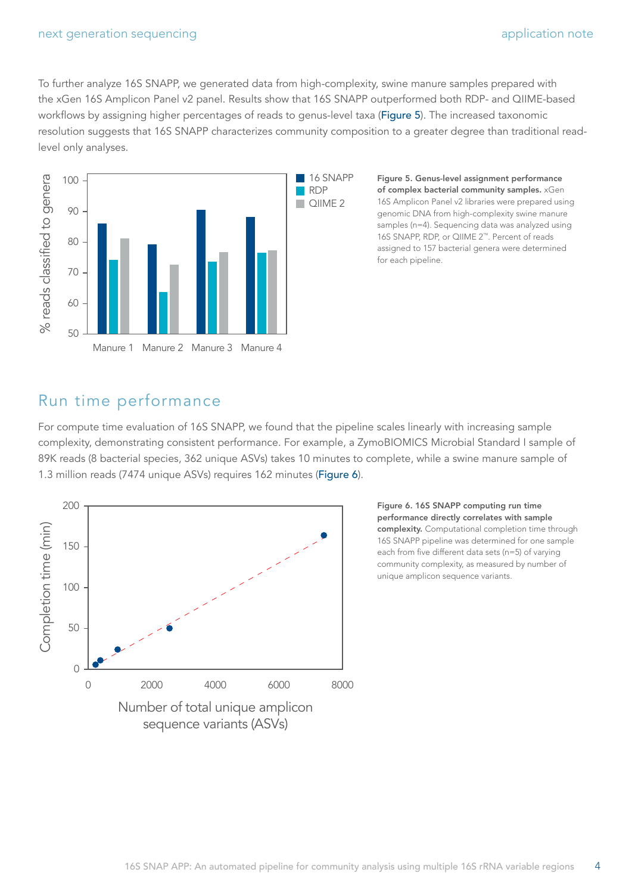To further analyze 16S SNAPP, we generated data from high-complexity, swine manure samples prepared with the xGen 16S Amplicon Panel v2 panel. Results show that 16S SNAPP outperformed both RDP- and QIIME-based workflows by assigning higher percentages of reads to genus-level taxa (Figure 5). The increased taxonomic resolution suggests that 16S SNAPP characterizes community composition to a greater degree than traditional read-level only analyses.

**Figure 5. Genus-level assignment performance of complex bacterial community samples.** xGen 16S Amplicon Panel v2 libraries were prepared using genomic DNA from high-complexity swine manure samples (n=4). Sequencing data was analyzed using 16S SNAPP, RDP, or QIIME 2™. Percent of reads assigned to 157 bacterial genera were determined for each pipeline.

## Run time performance

For compute time evaluation of 16S SNAPP, we found that the pipeline scales linearly with increasing sample complexity, demonstrating consistent performance. For example, a ZymoBIOMICS Microbial Standard I sample of 89K reads (8 bacterial species, 362 unique ASVs) takes 10 minutes to complete, while a swine manure sample of 1.3 million reads (7474 unique ASVs) requires 162 minutes (Figure 6).

**Figure 6. 16S SNAPP computing run time performance directly correlates with sample complexity.** Computational completion time through 16S SNAPP pipeline was determined for one sample each from five different data sets (n=5) of varying community complexity, as measured by number of unique amplicon sequence variants.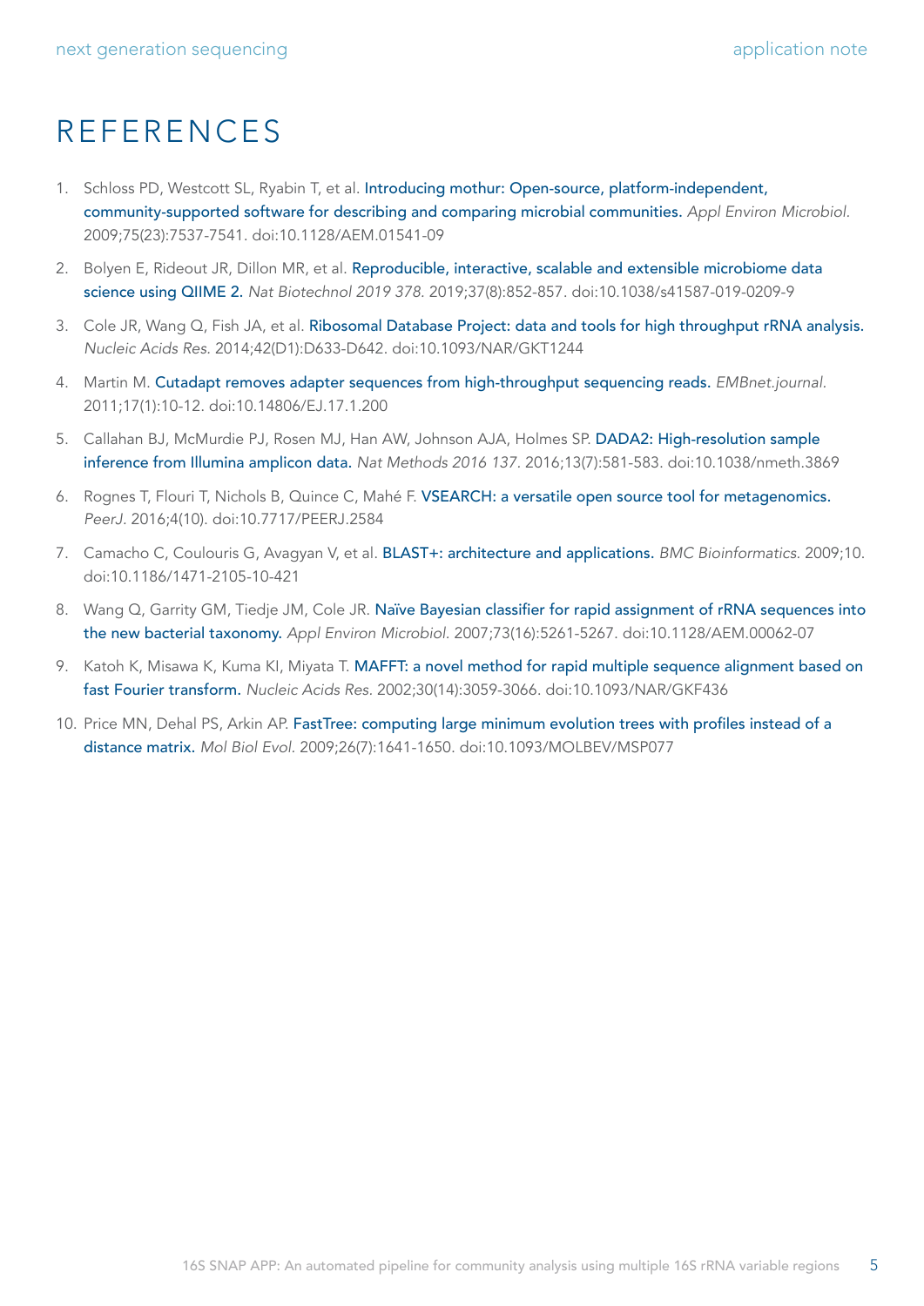# REFERENCES

1. Schloss PD, Westcott SL, Ryabin T, et al. Introducing mothur: Open-source, platform-independent, community-supported software for describing and comparing microbial communities. *Appl Environ Microbiol.* 2009;75(23):7537-7541. doi:10.1128/AEM.01541-09
2. Bolyen E, Rideout JR, Dillon MR, et al. Reproducible, interactive, scalable and extensible microbiome data science using QIIME 2. *Nat Biotechnol 2019 378.* 2019;37(8):852-857. doi:10.1038/s41587-019-0209-9
3. Cole JR, Wang Q, Fish JA, et al. Ribosomal Database Project: data and tools for high throughput rRNA analysis. *Nucleic Acids Res.* 2014;42(D1):D633-D642. doi:10.1093/NAR/GKT1244
4. Martin M. Cutadapt removes adapter sequences from high-throughput sequencing reads. *EMBnet.journal.* 2011;17(1):10-12. doi:10.14806/EJ.17.1.200
5. Callahan BJ, McMurdie PJ, Rosen MJ, Han AW, Johnson AJA, Holmes SP. DADA2: High-resolution sample inference from Illumina amplicon data. *Nat Methods 2016 137.* 2016;13(7):581-583. doi:10.1038/nmeth.3869
6. Rognes T, Flouri T, Nichols B, Quince C, Mahé F. VSEARCH: a versatile open source tool for metagenomics. *PeerJ.* 2016;4(10). doi:10.7717/PEERJ.2584
7. Camacho C, Coulouris G, Avagyan V, et al. BLAST+: architecture and applications. *BMC Bioinformatics.* 2009;10. doi:10.1186/1471-2105-10-421
8. Wang Q, Garrity GM, Tiedje JM, Cole JR. Naïve Bayesian classifier for rapid assignment of rRNA sequences into the new bacterial taxonomy. *Appl Environ Microbiol.* 2007;73(16):5261-5267. doi:10.1128/AEM.00062-07
9. Katoh K, Misawa K, Kuma KI, Miyata T. MAFFT: a novel method for rapid multiple sequence alignment based on fast Fourier transform. *Nucleic Acids Res.* 2002;30(14):3059-3066. doi:10.1093/NAR/GKF436
10. Price MN, Dehal PS, Arkin AP. FastTree: computing large minimum evolution trees with profiles instead of a distance matrix. *Mol Biol Evol.* 2009;26(7):1641-1650. doi:10.1093/MOLBEV/MSP077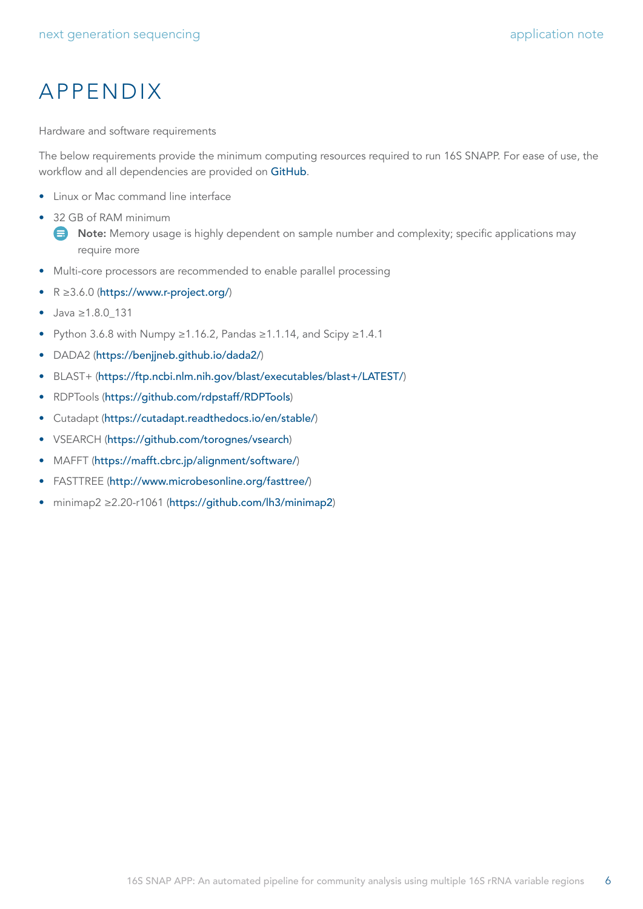# APPENDIX

Hardware and software requirements

The below requirements provide the minimum computing resources required to run 16S SNAPP. For ease of use, the workflow and all dependencies are provided on GitHub.

- Linux or Mac command line interface
- 32 GB of RAM minimum
  - **Note:** Memory usage is highly dependent on sample number and complexity; specific applications may require more
- Multi-core processors are recommended to enable parallel processing
- R ≥3.6.0 (https://www.r-project.org/)
- Java ≥1.8.0_131
- Python 3.6.8 with Numpy ≥1.16.2, Pandas ≥1.1.14, and Scipy ≥1.4.1
- DADA2 (https://benjjneb.github.io/dada2/)
- BLAST+ (https://ftp.ncbi.nlm.nih.gov/blast/executables/blast+/LATEST/)
- RDPTools (https://github.com/rdpstaff/RDPTools)
- Cutadapt (https://cutadapt.readthedocs.io/en/stable/)
- VSEARCH (https://github.com/torognes/vsearch)
- MAFFT (https://mafft.cbrc.jp/alignment/software/)
- FASTTREE (http://www.microbesonline.org/fasttree/)
- minimap2 ≥2.20-r1061 (https://github.com/lh3/minimap2)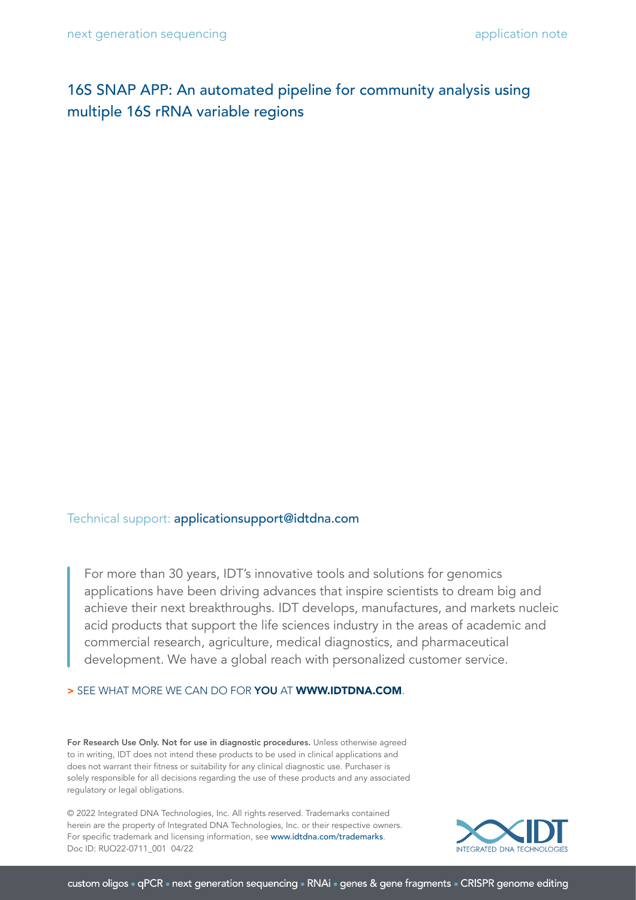# 16S SNAP APP: An automated pipeline for community analysis using multiple 16S rRNA variable regions

Technical support: **applicationsupport@idtdna.com**

For more than 30 years, IDT's innovative tools and solutions for genomics applications have been driving advances that inspire scientists to dream big and achieve their next breakthroughs. IDT develops, manufactures, and markets nucleic acid products that support the life sciences industry in the areas of academic and commercial research, agriculture, medical diagnostics, and pharmaceutical development. We have a global reach with personalized customer service.

> SEE WHAT MORE WE CAN DO FOR **YOU** AT **WWW.IDTDNA.COM**.

**For Research Use Only. Not for use in diagnostic procedures.** Unless otherwise agreed to in writing, IDT does not intend these products to be used in clinical applications and does not warrant their fitness or suitability for any clinical diagnostic use. Purchaser is solely responsible for all decisions regarding the use of these products and any associated regulatory or legal obligations.

© 2022 Integrated DNA Technologies, Inc. All rights reserved. Trademarks contained herein are the property of Integrated DNA Technologies, Inc. or their respective owners. For specific trademark and licensing information, see www.idtdna.com/trademarks. Doc ID: RUO22-0711_001 04/22

INTEGRATED DNA TECHNOLOGIES

custom oligos • qPCR • next generation sequencing • RNAi • genes & gene fragments • CRISPR genome editing